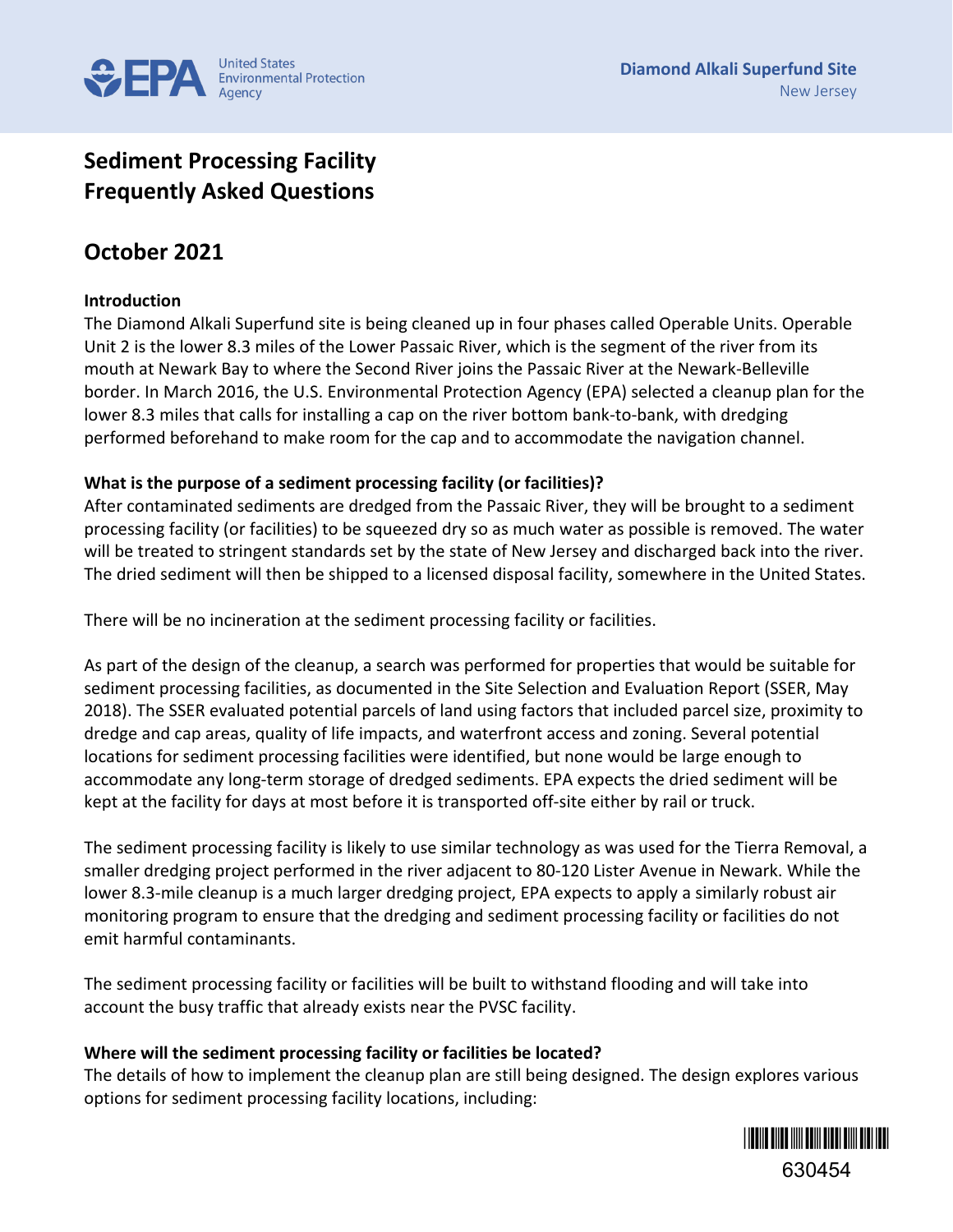# Sediment Processing Facility Frequently Asked Questions

## October 2021

**Introduction**

The Diamond Alkali Superfund site is being cleaned up in four phases called Operable Units. Operable Unit 2 is the lower 8.3 miles of the Lower Passaic River, which is the segment of the river from its mouth at Newark Bay to where the Second River joins the Passaic River at the Newark-Belleville border. In March 2016, the U.S. Environmental Protection Agency (EPA) selected a cleanup plan for the lower 8.3 miles that calls for installing a cap on the river bottom bank-to-bank, with dredging performed beforehand to make room for the cap and to accommodate the navigation channel.

**What is the purpose of a sediment processing facility (or facilities)?**

After contaminated sediments are dredged from the Passaic River, they will be brought to a sediment processing facility (or facilities) to be squeezed dry so as much water as possible is removed. The water will be treated to stringent standards set by the state of New Jersey and discharged back into the river. The dried sediment will then be shipped to a licensed disposal facility, somewhere in the United States.

There will be no incineration at the sediment processing facility or facilities.

As part of the design of the cleanup, a search was performed for properties that would be suitable for sediment processing facilities, as documented in the Site Selection and Evaluation Report (SSER, May 2018). The SSER evaluated potential parcels of land using factors that included parcel size, proximity to dredge and cap areas, quality of life impacts, and waterfront access and zoning. Several potential locations for sediment processing facilities were identified, but none would be large enough to accommodate any long-term storage of dredged sediments. EPA expects the dried sediment will be kept at the facility for days at most before it is transported off-site either by rail or truck.

The sediment processing facility is likely to use similar technology as was used for the Tierra Removal, a smaller dredging project performed in the river adjacent to 80-120 Lister Avenue in Newark. While the lower 8.3-mile cleanup is a much larger dredging project, EPA expects to apply a similarly robust air monitoring program to ensure that the dredging and sediment processing facility or facilities do not emit harmful contaminants.

The sediment processing facility or facilities will be built to withstand flooding and will take into account the busy traffic that already exists near the PVSC facility.

**Where will the sediment processing facility or facilities be located?**

The details of how to implement the cleanup plan are still being designed. The design explores various options for sediment processing facility locations, including: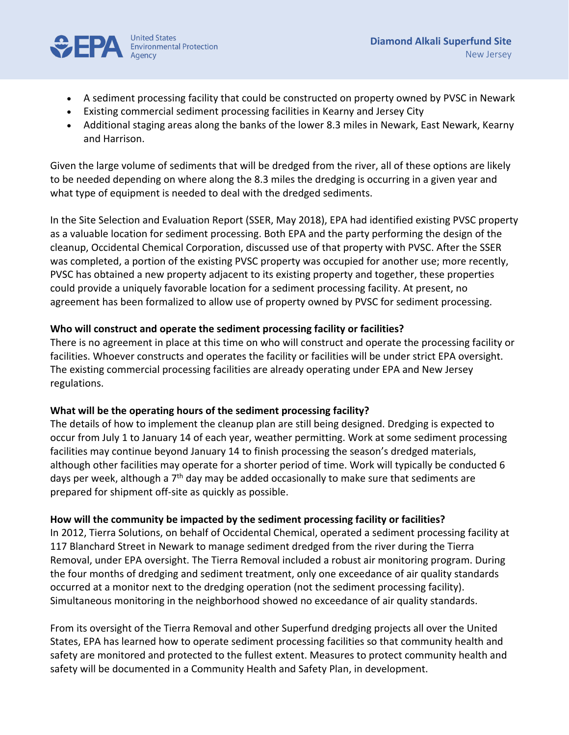- A sediment processing facility that could be constructed on property owned by PVSC in Newark
- Existing commercial sediment processing facilities in Kearny and Jersey City
- Additional staging areas along the banks of the lower 8.3 miles in Newark, East Newark, Kearny and Harrison.

Given the large volume of sediments that will be dredged from the river, all of these options are likely to be needed depending on where along the 8.3 miles the dredging is occurring in a given year and what type of equipment is needed to deal with the dredged sediments.

In the Site Selection and Evaluation Report (SSER, May 2018), EPA had identified existing PVSC property as a valuable location for sediment processing. Both EPA and the party performing the design of the cleanup, Occidental Chemical Corporation, discussed use of that property with PVSC. After the SSER was completed, a portion of the existing PVSC property was occupied for another use; more recently, PVSC has obtained a new property adjacent to its existing property and together, these properties could provide a uniquely favorable location for a sediment processing facility. At present, no agreement has been formalized to allow use of property owned by PVSC for sediment processing.

**Who will construct and operate the sediment processing facility or facilities?**

There is no agreement in place at this time on who will construct and operate the processing facility or facilities. Whoever constructs and operates the facility or facilities will be under strict EPA oversight. The existing commercial processing facilities are already operating under EPA and New Jersey regulations.

**What will be the operating hours of the sediment processing facility?**

The details of how to implement the cleanup plan are still being designed. Dredging is expected to occur from July 1 to January 14 of each year, weather permitting. Work at some sediment processing facilities may continue beyond January 14 to finish processing the season's dredged materials, although other facilities may operate for a shorter period of time. Work will typically be conducted 6 days per week, although a 7th day may be added occasionally to make sure that sediments are prepared for shipment off-site as quickly as possible.

**How will the community be impacted by the sediment processing facility or facilities?**

In 2012, Tierra Solutions, on behalf of Occidental Chemical, operated a sediment processing facility at 117 Blanchard Street in Newark to manage sediment dredged from the river during the Tierra Removal, under EPA oversight. The Tierra Removal included a robust air monitoring program. During the four months of dredging and sediment treatment, only one exceedance of air quality standards occurred at a monitor next to the dredging operation (not the sediment processing facility). Simultaneous monitoring in the neighborhood showed no exceedance of air quality standards.

From its oversight of the Tierra Removal and other Superfund dredging projects all over the United States, EPA has learned how to operate sediment processing facilities so that community health and safety are monitored and protected to the fullest extent. Measures to protect community health and safety will be documented in a Community Health and Safety Plan, in development.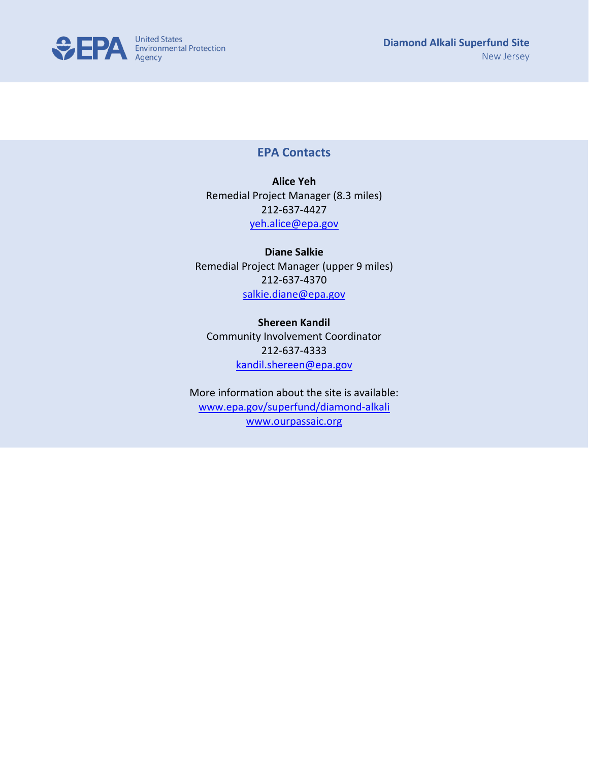## EPA Contacts

**Alice Yeh**
Remedial Project Manager (8.3 miles)
212-637-4427
yeh.alice@epa.gov

**Diane Salkie**
Remedial Project Manager (upper 9 miles)
212-637-4370
salkie.diane@epa.gov

**Shereen Kandil**
Community Involvement Coordinator
212-637-4333
kandil.shereen@epa.gov

More information about the site is available:
www.epa.gov/superfund/diamond-alkali
www.ourpassaic.org